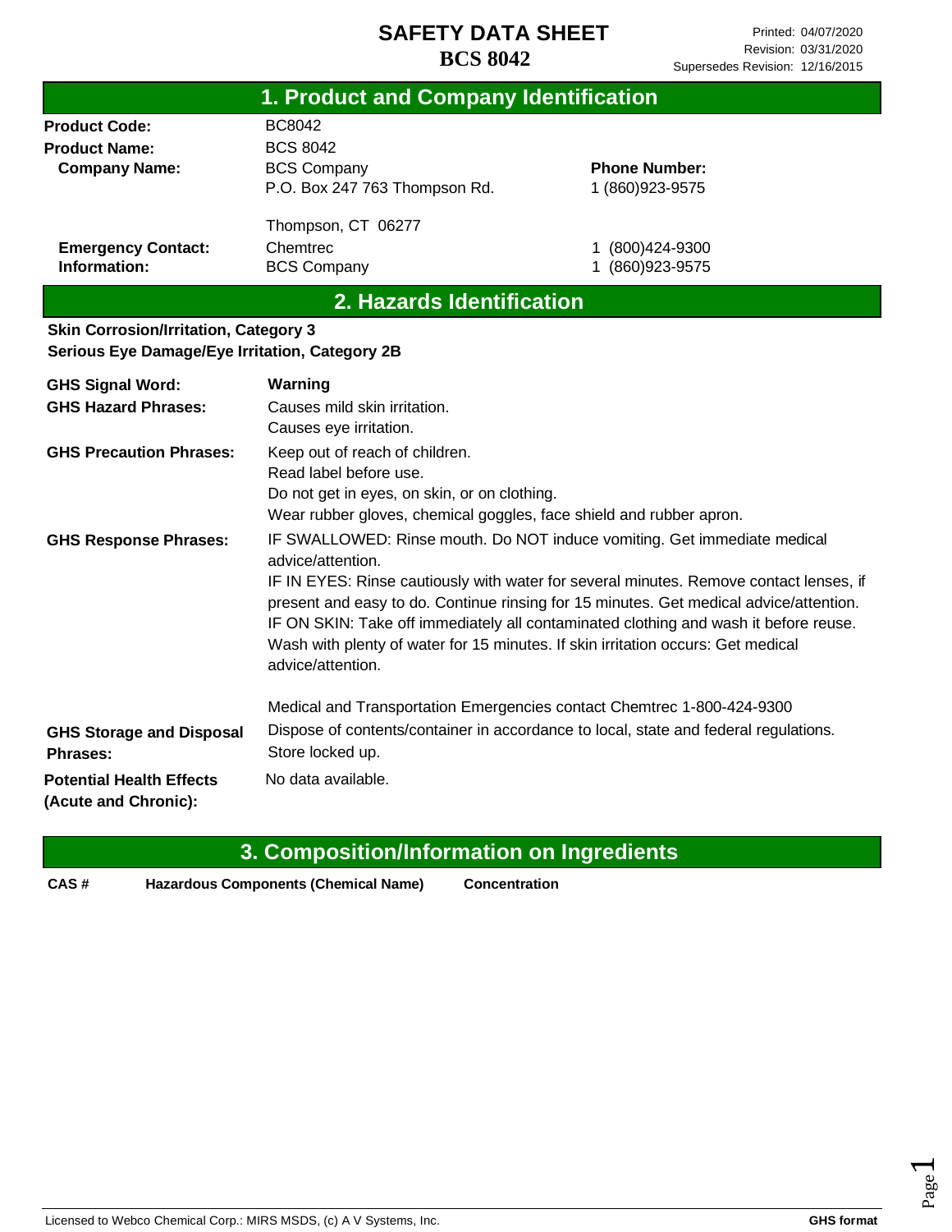# SAFETY DATA SHEET

**BCS 8042**

Printed: 04/07/2020
Revision: 03/31/2020
Supersedes Revision: 12/16/2015

## 1. Product and Company Identification

| | | |
|---|---|---|
| **Product Code:** | BC8042 | |
| **Product Name:** | BCS 8042 | |
| **Company Name:** | BCS Company<br>P.O. Box 247 763 Thompson Rd.<br><br>Thompson, CT 06277 | **Phone Number:**<br>1 (860)923-9575 |
| **Emergency Contact:** | Chemtrec | 1 (800)424-9300 |
| **Information:** | BCS Company | 1 (860)923-9575 |

## 2. Hazards Identification

**Skin Corrosion/Irritation, Category 3**
**Serious Eye Damage/Eye Irritation, Category 2B**

**GHS Signal Word:** **Warning**

**GHS Hazard Phrases:**
Causes mild skin irritation.
Causes eye irritation.

**GHS Precaution Phrases:**
Keep out of reach of children.
Read label before use.
Do not get in eyes, on skin, or on clothing.
Wear rubber gloves, chemical goggles, face shield and rubber apron.

**GHS Response Phrases:**
IF SWALLOWED: Rinse mouth. Do NOT induce vomiting. Get immediate medical advice/attention.
IF IN EYES: Rinse cautiously with water for several minutes. Remove contact lenses, if present and easy to do. Continue rinsing for 15 minutes. Get medical advice/attention.
IF ON SKIN: Take off immediately all contaminated clothing and wash it before reuse. Wash with plenty of water for 15 minutes. If skin irritation occurs: Get medical advice/attention.

Medical and Transportation Emergencies contact Chemtrec 1-800-424-9300

**GHS Storage and Disposal Phrases:**
Dispose of contents/container in accordance to local, state and federal regulations.
Store locked up.

**Potential Health Effects (Acute and Chronic):** No data available.

## 3. Composition/Information on Ingredients

| CAS # | Hazardous Components (Chemical Name) | Concentration |
|---|---|---|

Licensed to Webco Chemical Corp.: MIRS MSDS, (c) A V Systems, Inc. — GHS format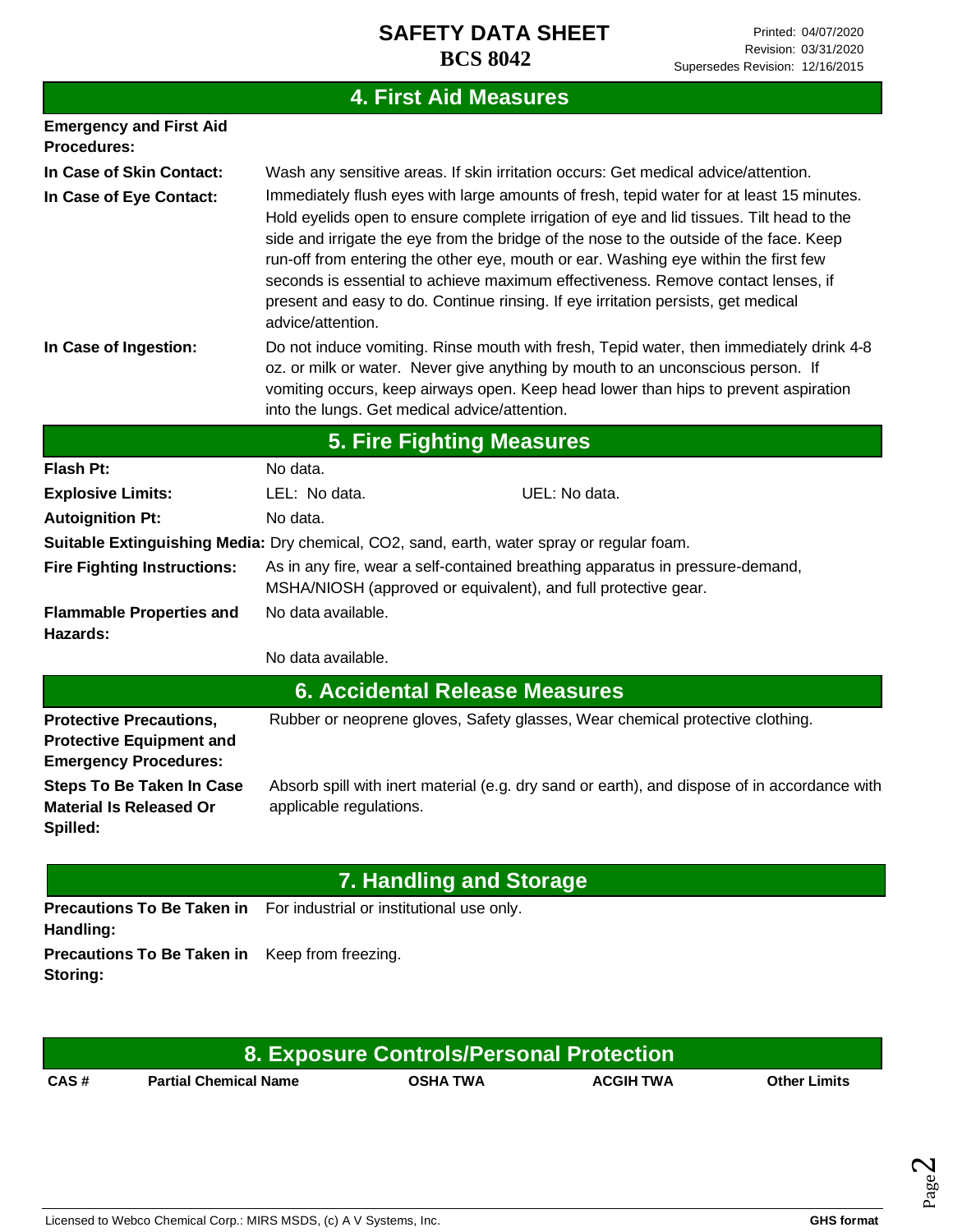## 4. First Aid Measures

**Emergency and First Aid Procedures:**

**In Case of Skin Contact:** Wash any sensitive areas. If skin irritation occurs: Get medical advice/attention.

**In Case of Eye Contact:** Immediately flush eyes with large amounts of fresh, tepid water for at least 15 minutes. Hold eyelids open to ensure complete irrigation of eye and lid tissues. Tilt head to the side and irrigate the eye from the bridge of the nose to the outside of the face. Keep run-off from entering the other eye, mouth or ear. Washing eye within the first few seconds is essential to achieve maximum effectiveness. Remove contact lenses, if present and easy to do. Continue rinsing. If eye irritation persists, get medical advice/attention.

**In Case of Ingestion:** Do not induce vomiting. Rinse mouth with fresh, Tepid water, then immediately drink 4-8 oz. or milk or water. Never give anything by mouth to an unconscious person. If vomiting occurs, keep airways open. Keep head lower than hips to prevent aspiration into the lungs. Get medical advice/attention.

## 5. Fire Fighting Measures

**Flash Pt:** No data.

**Explosive Limits:** LEL: No data. UEL: No data.

**Autoignition Pt:** No data.

**Suitable Extinguishing Media:** Dry chemical, CO2, sand, earth, water spray or regular foam.

**Fire Fighting Instructions:** As in any fire, wear a self-contained breathing apparatus in pressure-demand, MSHA/NIOSH (approved or equivalent), and full protective gear.

**Flammable Properties and Hazards:** No data available.

No data available.

## 6. Accidental Release Measures

**Protective Precautions, Protective Equipment and Emergency Procedures:** Rubber or neoprene gloves, Safety glasses, Wear chemical protective clothing.

**Steps To Be Taken In Case Material Is Released Or Spilled:** Absorb spill with inert material (e.g. dry sand or earth), and dispose of in accordance with applicable regulations.

## 7. Handling and Storage

**Precautions To Be Taken in Handling:** For industrial or institutional use only.

**Precautions To Be Taken in Storing:** Keep from freezing.

## 8. Exposure Controls/Personal Protection

| CAS # | Partial Chemical Name | OSHA TWA | ACGIH TWA | Other Limits |
|---|---|---|---|---|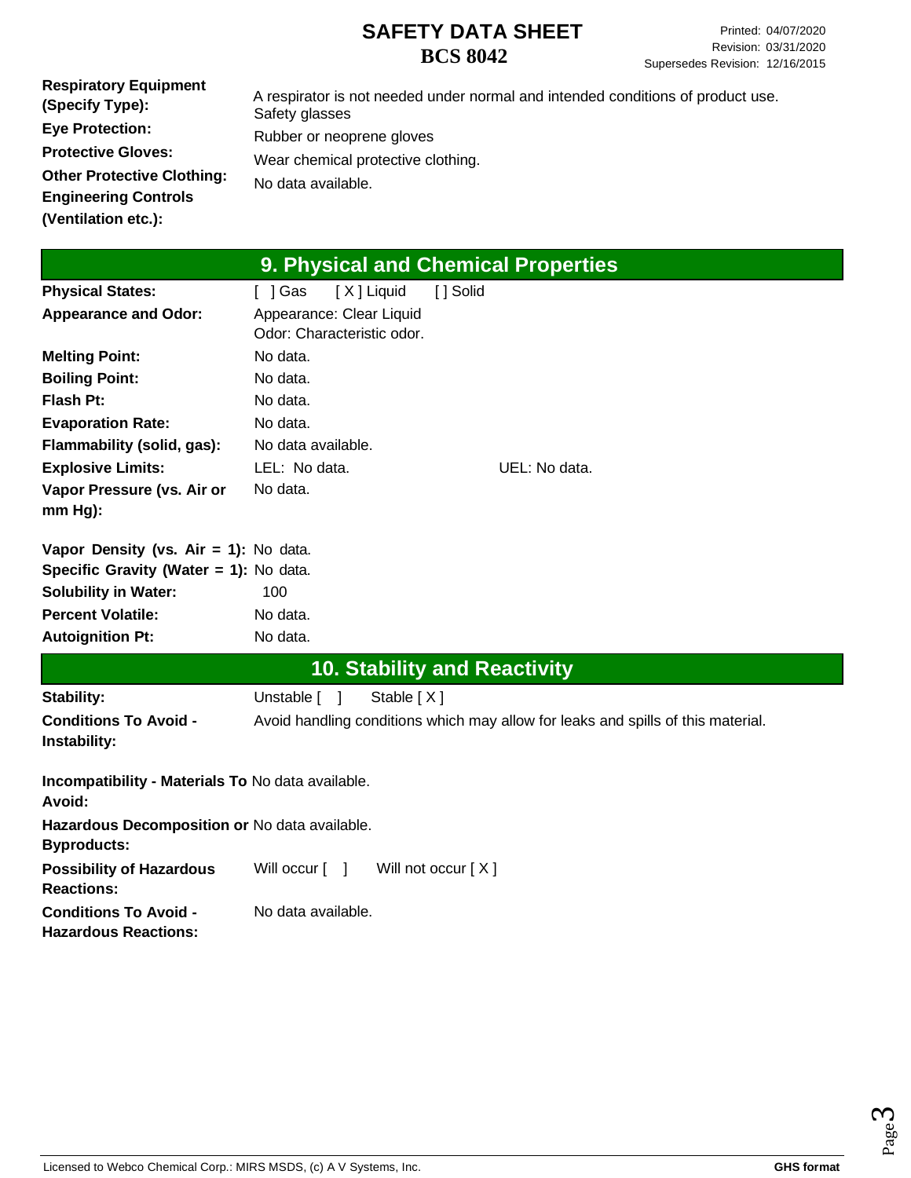| | |
|---|---|
| **Respiratory Equipment (Specify Type):** | A respirator is not needed under normal and intended conditions of product use. |
| **Eye Protection:** | Safety glasses |
| **Protective Gloves:** | Rubber or neoprene gloves |
| **Other Protective Clothing:** | Wear chemical protective clothing. |
| **Engineering Controls (Ventilation etc.):** | No data available. |

## 9. Physical and Chemical Properties

| | | |
|---|---|---|
| **Physical States:** | [ ] Gas [ X ] Liquid [ ] Solid | |
| **Appearance and Odor:** | Appearance: Clear Liquid<br>Odor: Characteristic odor. | |
| **Melting Point:** | No data. | |
| **Boiling Point:** | No data. | |
| **Flash Pt:** | No data. | |
| **Evaporation Rate:** | No data. | |
| **Flammability (solid, gas):** | No data available. | |
| **Explosive Limits:** | LEL: No data. | UEL: No data. |
| **Vapor Pressure (vs. Air or mm Hg):** | No data. | |
| **Vapor Density (vs. Air = 1):** | No data. | |
| **Specific Gravity (Water = 1):** | No data. | |
| **Solubility in Water:** | 100 | |
| **Percent Volatile:** | No data. | |
| **Autoignition Pt:** | No data. | |

## 10. Stability and Reactivity

| | |
|---|---|
| **Stability:** | Unstable [ ] Stable [ X ] |
| **Conditions To Avoid - Instability:** | Avoid handling conditions which may allow for leaks and spills of this material. |
| **Incompatibility - Materials To Avoid:** | No data available. |
| **Hazardous Decomposition or Byproducts:** | No data available. |
| **Possibility of Hazardous Reactions:** | Will occur [ ] Will not occur [ X ] |
| **Conditions To Avoid - Hazardous Reactions:** | No data available. |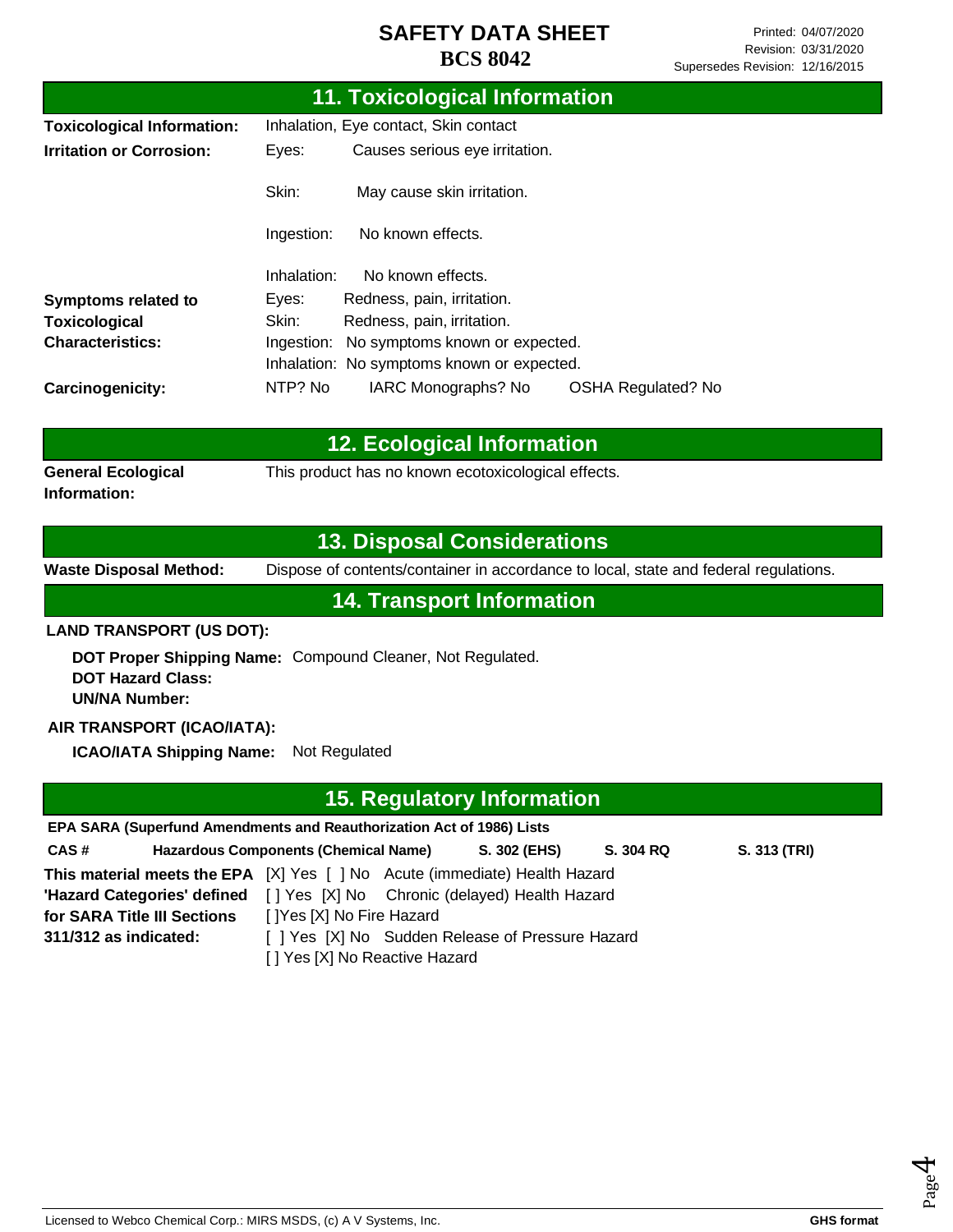## 11. Toxicological Information

**Toxicological Information:** Inhalation, Eye contact, Skin contact

**Irritation or Corrosion:**
- Eyes: Causes serious eye irritation.
- Skin: May cause skin irritation.
- Ingestion: No known effects.
- Inhalation: No known effects.

**Symptoms related to Toxicological Characteristics:**
- Eyes: Redness, pain, irritation.
- Skin: Redness, pain, irritation.
- Ingestion: No symptoms known or expected.
- Inhalation: No symptoms known or expected.

**Carcinogenicity:** NTP? No IARC Monographs? No OSHA Regulated? No

## 12. Ecological Information

**General Ecological Information:** This product has no known ecotoxicological effects.

## 13. Disposal Considerations

**Waste Disposal Method:** Dispose of contents/container in accordance to local, state and federal regulations.

## 14. Transport Information

**LAND TRANSPORT (US DOT):**

**DOT Proper Shipping Name:** Compound Cleaner, Not Regulated.
**DOT Hazard Class:**
**UN/NA Number:**

**AIR TRANSPORT (ICAO/IATA):**

**ICAO/IATA Shipping Name:** Not Regulated

## 15. Regulatory Information

**EPA SARA (Superfund Amendments and Reauthorization Act of 1986) Lists**

| CAS # | Hazardous Components (Chemical Name) | S. 302 (EHS) | S. 304 RQ | S. 313 (TRI) |
|---|---|---|---|---|

**This material meets the EPA 'Hazard Categories' defined for SARA Title III Sections 311/312 as indicated:**
- [X] Yes [ ] No Acute (immediate) Health Hazard
- [ ] Yes [X] No Chronic (delayed) Health Hazard
- [ ]Yes [X] No Fire Hazard
- [ ] Yes [X] No Sudden Release of Pressure Hazard
- [ ] Yes [X] No Reactive Hazard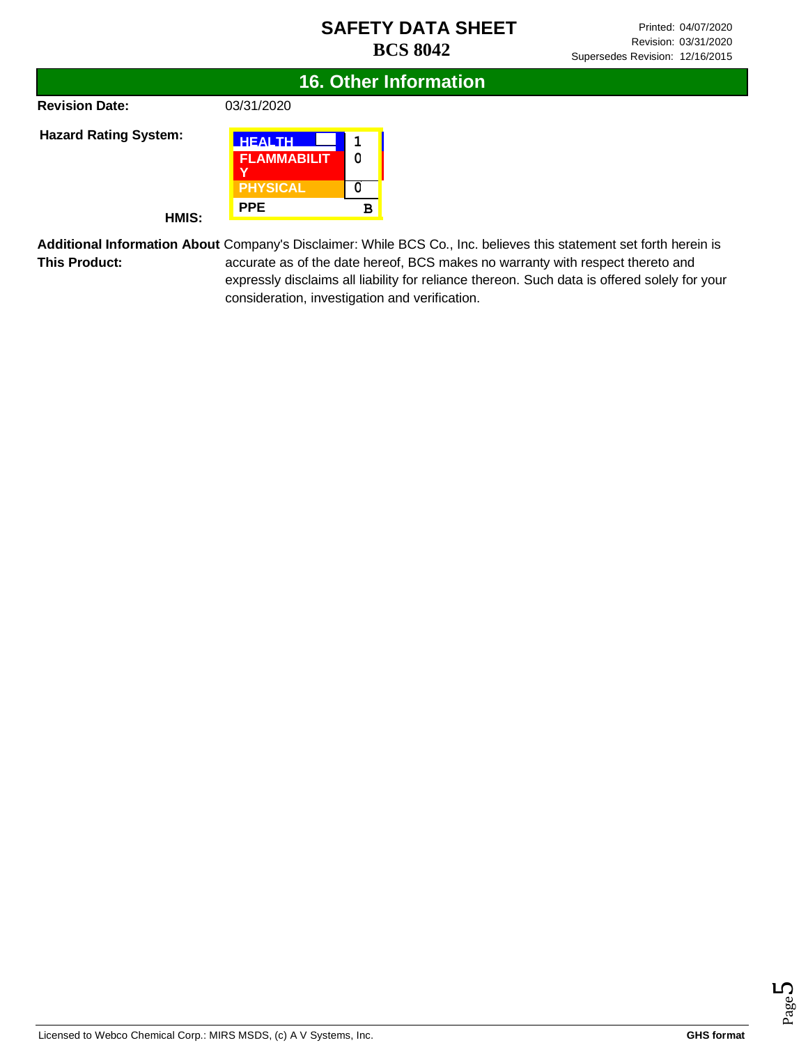## 16. Other Information

**Revision Date:** 03/31/2020

**Hazard Rating System:**

**HMIS:**

| | |
|---|---|
| HEALTH | 1 |
| FLAMMABILITY | 0 |
| PHYSICAL | 0 |
| PPE | B |

**Additional Information About This Product:** Company's Disclaimer: While BCS Co., Inc. believes this statement set forth herein is accurate as of the date hereof, BCS makes no warranty with respect thereto and expressly disclaims all liability for reliance thereon. Such data is offered solely for your consideration, investigation and verification.